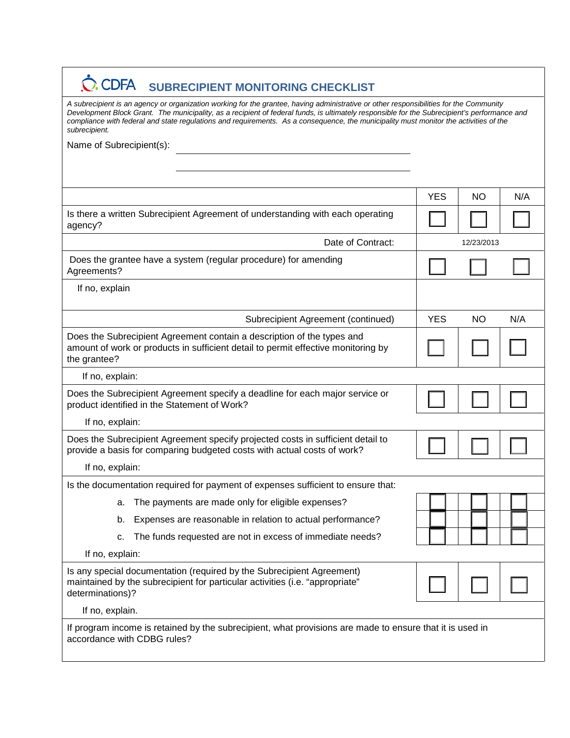# CDFA SUBRECIPIENT MONITORING CHECKLIST

*A subrecipient is an agency or organization working for the grantee, having administrative or other responsibilities for the Community Development Block Grant. The municipality, as a recipient of federal funds, is ultimately responsible for the Subrecipient's performance and compliance with federal and state regulations and requirements. As a consequence, the municipality must monitor the activities of the subrecipient.*

Name of Subrecipient(s): ______________________________

______________________________

| | YES | NO | N/A |
|---|---|---|---|
| Is there a written Subrecipient Agreement of understanding with each operating agency? | ☐ | ☐ | ☐ |
| Date of Contract: | 12/23/2013 | | |
| Does the grantee have a system (regular procedure) for amending Agreements? | ☐ | ☐ | ☐ |
| If no, explain | | | |

| Subrecipient Agreement (continued) | YES | NO | N/A |
|---|---|---|---|
| Does the Subrecipient Agreement contain a description of the types and amount of work or products in sufficient detail to permit effective monitoring by the grantee? | ☐ | ☐ | ☐ |
| If no, explain: | | | |
| Does the Subrecipient Agreement specify a deadline for each major service or product identified in the Statement of Work? | ☐ | ☐ | ☐ |
| If no, explain: | | | |
| Does the Subrecipient Agreement specify projected costs in sufficient detail to provide a basis for comparing budgeted costs with actual costs of work? | ☐ | ☐ | ☐ |
| If no, explain: | | | |
| Is the documentation required for payment of expenses sufficient to ensure that: | | | |
| a. The payments are made only for eligible expenses? | ☐ | ☐ | ☐ |
| b. Expenses are reasonable in relation to actual performance? | ☐ | ☐ | ☐ |
| c. The funds requested are not in excess of immediate needs? | ☐ | ☐ | ☐ |
| If no, explain: | | | |
| Is any special documentation (required by the Subrecipient Agreement) maintained by the subrecipient for particular activities (i.e. "appropriate" determinations)? | ☐ | ☐ | ☐ |
| If no, explain. | | | |

If program income is retained by the subrecipient, what provisions are made to ensure that it is used in accordance with CDBG rules?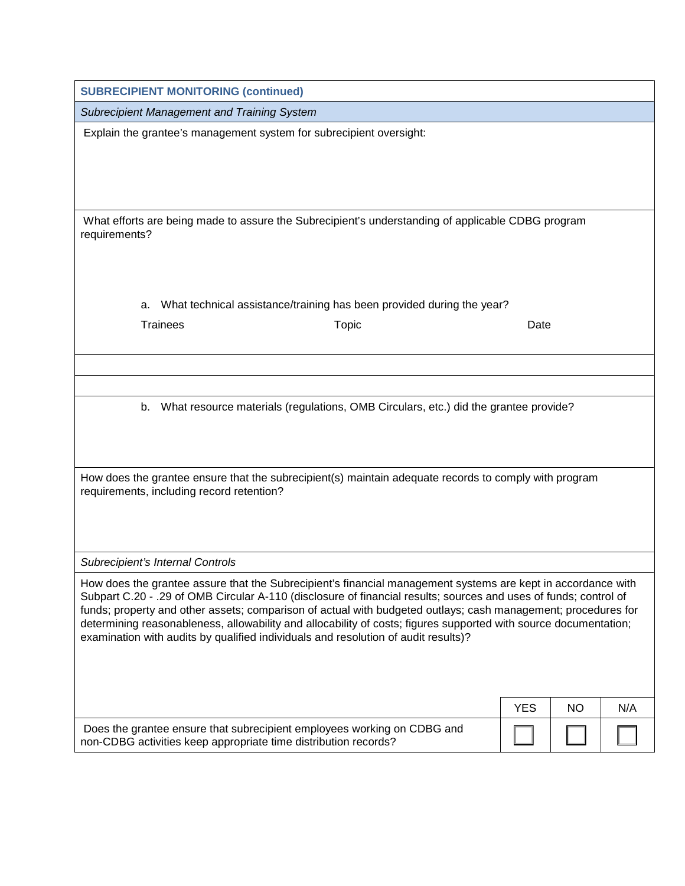**SUBRECIPIENT MONITORING (continued)**

*Subrecipient Management and Training System*

Explain the grantee's management system for subrecipient oversight:

What efforts are being made to assure the Subrecipient's understanding of applicable CDBG program requirements?

a. What technical assistance/training has been provided during the year?

| Trainees | Topic | Date |
|---|---|---|
| | | |
| | | |

b. What resource materials (regulations, OMB Circulars, etc.) did the grantee provide?

How does the grantee ensure that the subrecipient(s) maintain adequate records to comply with program requirements, including record retention?

*Subrecipient's Internal Controls*

How does the grantee assure that the Subrecipient's financial management systems are kept in accordance with Subpart C.20 - .29 of OMB Circular A-110 (disclosure of financial results; sources and uses of funds; control of funds; property and other assets; comparison of actual with budgeted outlays; cash management; procedures for determining reasonableness, allowability and allocability of costs; figures supported with source documentation; examination with audits by qualified individuals and resolution of audit results)?

| | YES | NO | N/A |
|---|---|---|---|
| Does the grantee ensure that subrecipient employees working on CDBG and non-CDBG activities keep appropriate time distribution records? | ☐ | ☐ | ☐ |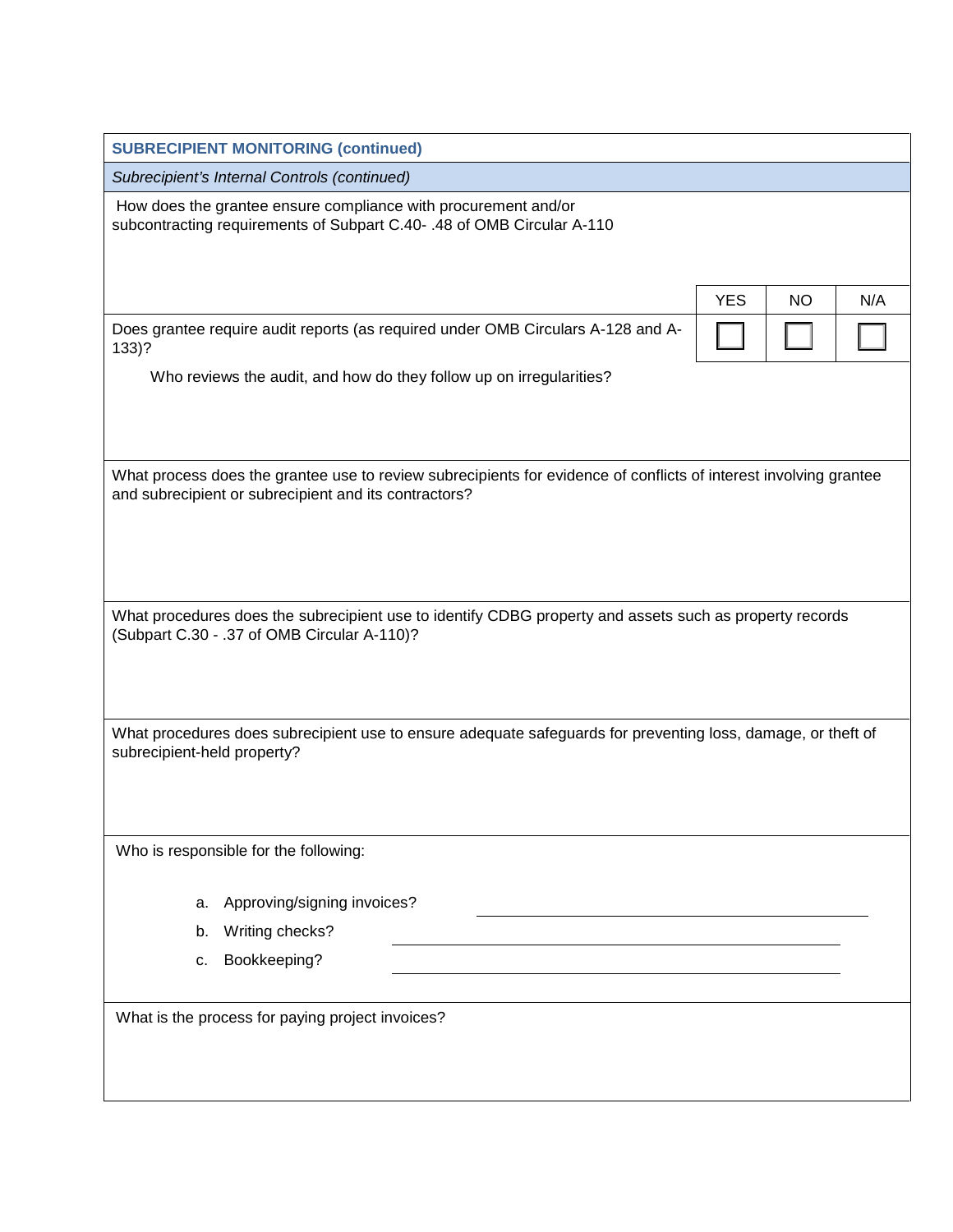**SUBRECIPIENT MONITORING (continued)**

*Subrecipient's Internal Controls (continued)*

How does the grantee ensure compliance with procurement and/or subcontracting requirements of Subpart C.40- .48 of OMB Circular A-110

| | YES | NO | N/A |
|---|---|---|---|
| Does grantee require audit reports (as required under OMB Circulars A-128 and A-133)? | ☐ | ☐ | ☐ |

Who reviews the audit, and how do they follow up on irregularities?

What process does the grantee use to review subrecipients for evidence of conflicts of interest involving grantee and subrecipient or subrecipient and its contractors?

What procedures does the subrecipient use to identify CDBG property and assets such as property records (Subpart C.30 - .37 of OMB Circular A-110)?

What procedures does subrecipient use to ensure adequate safeguards for preventing loss, damage, or theft of subrecipient-held property?

Who is responsible for the following:

a. Approving/signing invoices? \_\_\_\_\_\_\_\_\_\_\_\_\_\_\_\_\_\_\_\_\_\_\_\_\_\_\_\_\_\_

b. Writing checks? \_\_\_\_\_\_\_\_\_\_\_\_\_\_\_\_\_\_\_\_\_\_\_\_\_\_\_\_\_\_

c. Bookkeeping? \_\_\_\_\_\_\_\_\_\_\_\_\_\_\_\_\_\_\_\_\_\_\_\_\_\_\_\_\_\_

What is the process for paying project invoices?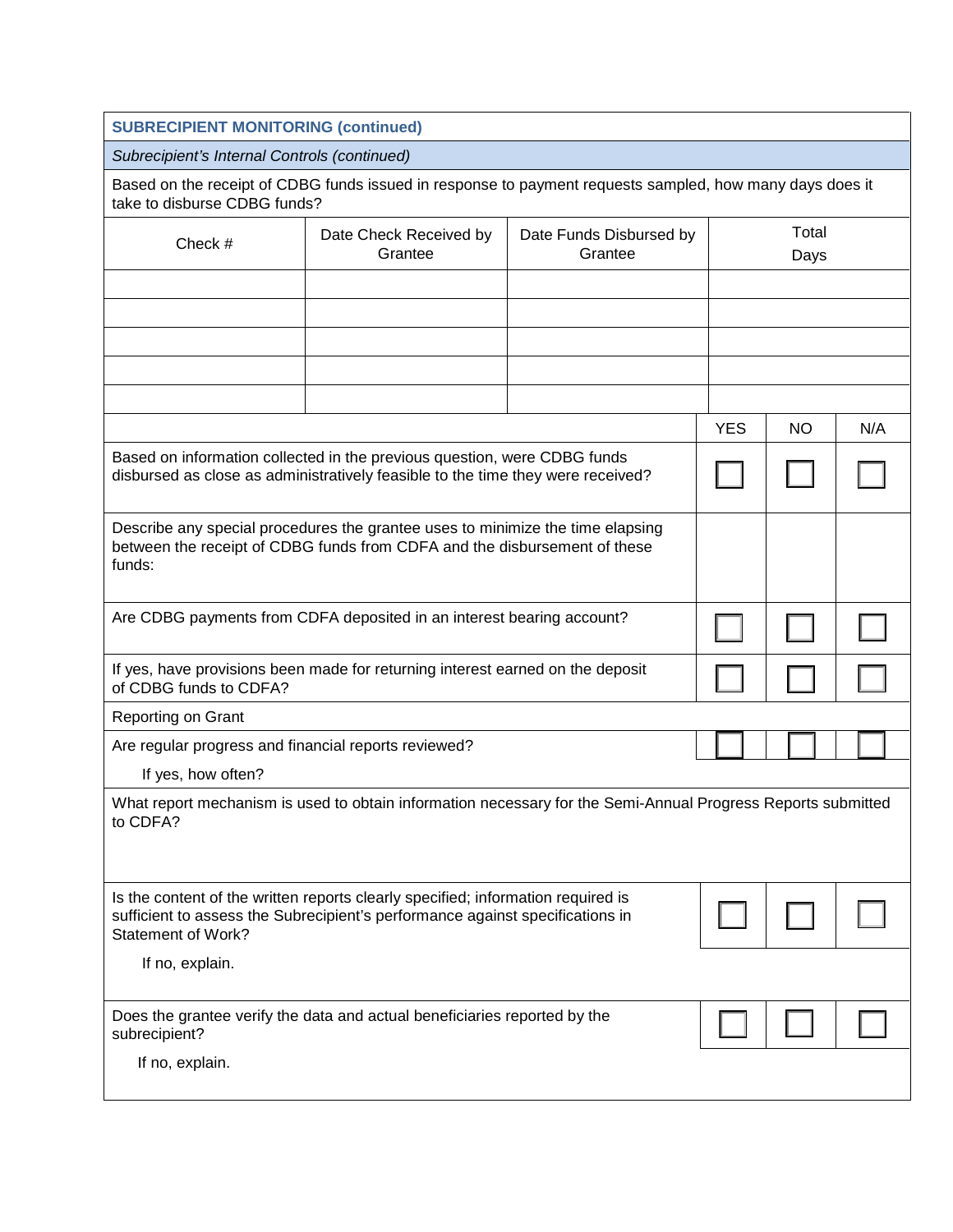**SUBRECIPIENT MONITORING (continued)**

*Subrecipient's Internal Controls (continued)*

Based on the receipt of CDBG funds issued in response to payment requests sampled, how many days does it take to disburse CDBG funds?

| Check # | Date Check Received by Grantee | Date Funds Disbursed by Grantee | Total Days |
|---|---|---|---|
| | | | |
| | | | |
| | | | |
| | | | |
| | | | |

| | YES | NO | N/A |
|---|---|---|---|
| Based on information collected in the previous question, were CDBG funds disbursed as close as administratively feasible to the time they were received? | ☐ | ☐ | ☐ |
| Describe any special procedures the grantee uses to minimize the time elapsing between the receipt of CDBG funds from CDFA and the disbursement of these funds: | | | |
| Are CDBG payments from CDFA deposited in an interest bearing account? | ☐ | ☐ | ☐ |
| If yes, have provisions been made for returning interest earned on the deposit of CDBG funds to CDFA? | ☐ | ☐ | ☐ |
| Reporting on Grant | | | |
| Are regular progress and financial reports reviewed? | ☐ | ☐ | ☐ |
| If yes, how often? | | | |
| What report mechanism is used to obtain information necessary for the Semi-Annual Progress Reports submitted to CDFA? | | | |
| Is the content of the written reports clearly specified; information required is sufficient to assess the Subrecipient's performance against specifications in Statement of Work? | ☐ | ☐ | ☐ |
| If no, explain. | | | |
| Does the grantee verify the data and actual beneficiaries reported by the subrecipient? | ☐ | ☐ | ☐ |
| If no, explain. | | | |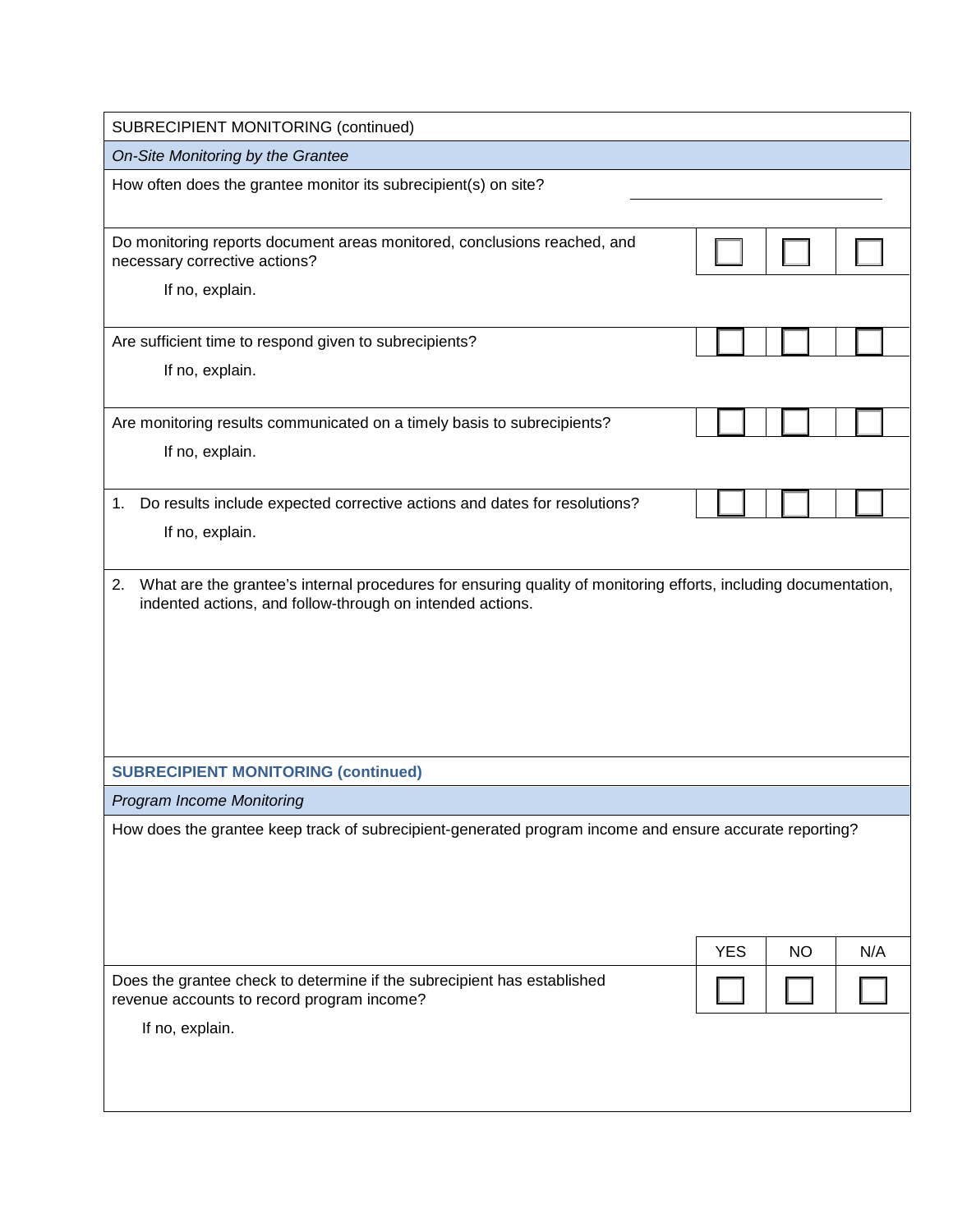## SUBRECIPIENT MONITORING (continued)

*On-Site Monitoring by the Grantee*

How often does the grantee monitor its subrecipient(s) on site? ______________________

| | YES | NO | N/A |
|---|---|---|---|
| Do monitoring reports document areas monitored, conclusions reached, and necessary corrective actions? | ☐ | ☐ | ☐ |

If no, explain.

| | YES | NO | N/A |
|---|---|---|---|
| Are sufficient time to respond given to subrecipients? | ☐ | ☐ | ☐ |

If no, explain.

| | YES | NO | N/A |
|---|---|---|---|
| Are monitoring results communicated on a timely basis to subrecipients? | ☐ | ☐ | ☐ |

If no, explain.

| | YES | NO | N/A |
|---|---|---|---|
| 1. Do results include expected corrective actions and dates for resolutions? | ☐ | ☐ | ☐ |

If no, explain.

2. What are the grantee's internal procedures for ensuring quality of monitoring efforts, including documentation, indented actions, and follow-through on intended actions.

## SUBRECIPIENT MONITORING (continued)

*Program Income Monitoring*

How does the grantee keep track of subrecipient-generated program income and ensure accurate reporting?

| | YES | NO | N/A |
|---|---|---|---|
| Does the grantee check to determine if the subrecipient has established revenue accounts to record program income? | ☐ | ☐ | ☐ |

If no, explain.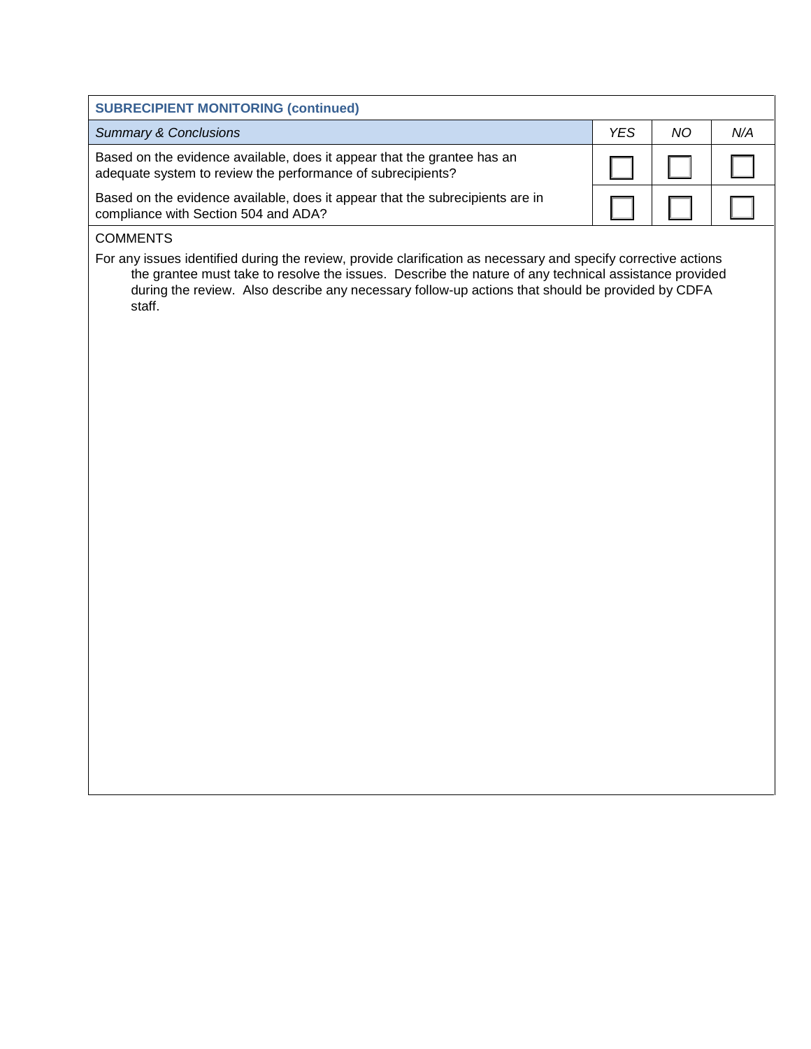| SUBRECIPIENT MONITORING (continued) | | | |
|---|---|---|---|
| *Summary & Conclusions* | *YES* | *NO* | *N/A* |
| Based on the evidence available, does it appear that the grantee has an adequate system to review the performance of subrecipients? | ☐ | ☐ | ☐ |
| Based on the evidence available, does it appear that the subrecipients are in compliance with Section 504 and ADA? | ☐ | ☐ | ☐ |

COMMENTS

For any issues identified during the review, provide clarification as necessary and specify corrective actions the grantee must take to resolve the issues. Describe the nature of any technical assistance provided during the review. Also describe any necessary follow-up actions that should be provided by CDFA staff.